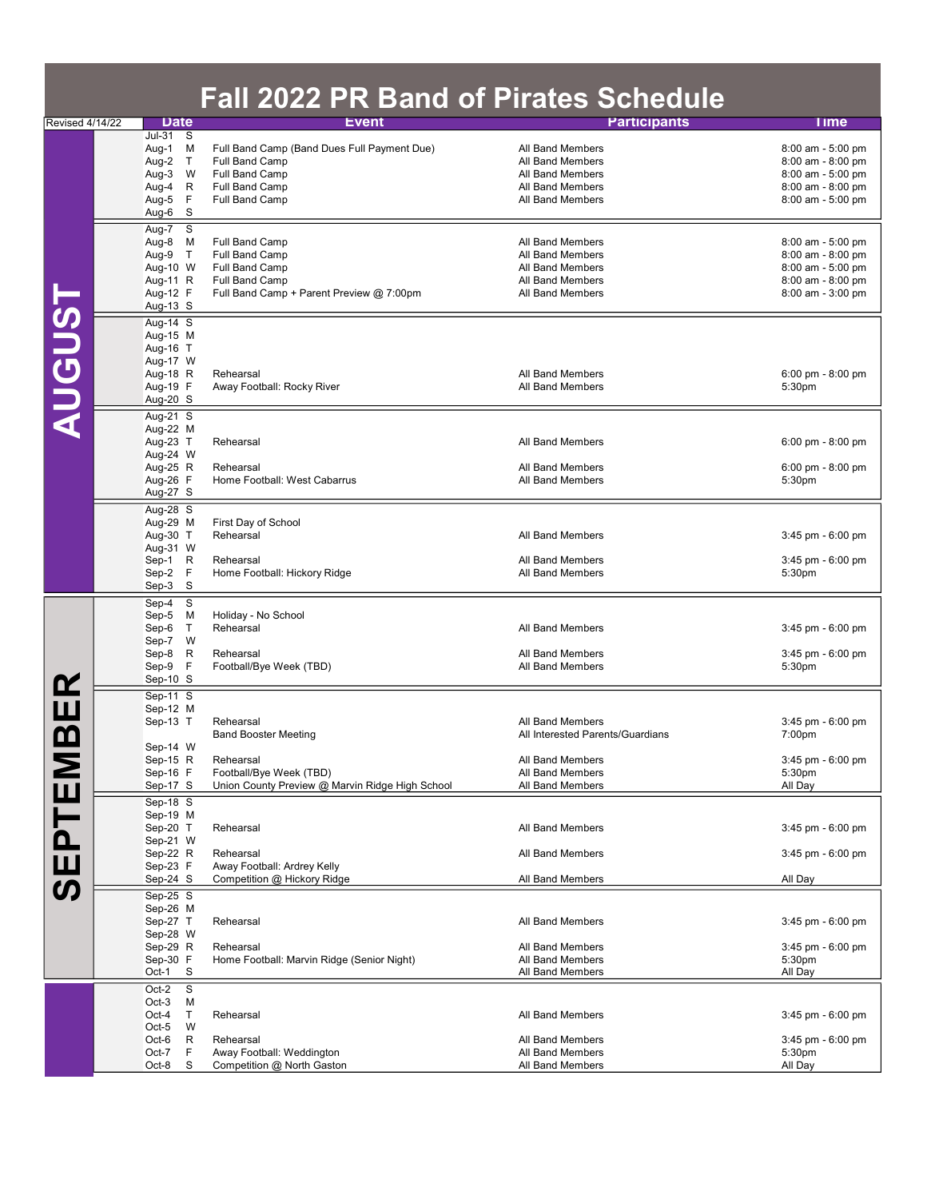# Fall 2022 PR Band of Pirates Schedule

Revised 4/14/22

| Month | Date | | Event | Participants | Time |
|---|---|---|---|---|---|
| AUGUST | Jul-31 | S | | | |
| | Aug-1 | M | Full Band Camp (Band Dues Full Payment Due) | All Band Members | 8:00 am - 5:00 pm |
| | Aug-2 | T | Full Band Camp | All Band Members | 8:00 am - 8:00 pm |
| | Aug-3 | W | Full Band Camp | All Band Members | 8:00 am - 5:00 pm |
| | Aug-4 | R | Full Band Camp | All Band Members | 8:00 am - 8:00 pm |
| | Aug-5 | F | Full Band Camp | All Band Members | 8:00 am - 5:00 pm |
| | Aug-6 | S | | | |
| | Aug-7 | S | | | |
| | Aug-8 | M | Full Band Camp | All Band Members | 8:00 am - 5:00 pm |
| | Aug-9 | T | Full Band Camp | All Band Members | 8:00 am - 8:00 pm |
| | Aug-10 | W | Full Band Camp | All Band Members | 8:00 am - 5:00 pm |
| | Aug-11 | R | Full Band Camp | All Band Members | 8:00 am - 8:00 pm |
| | Aug-12 | F | Full Band Camp + Parent Preview @ 7:00pm | All Band Members | 8:00 am - 3:00 pm |
| | Aug-13 | S | | | |
| | Aug-14 | S | | | |
| | Aug-15 | M | | | |
| | Aug-16 | T | | | |
| | Aug-17 | W | | | |
| | Aug-18 | R | Rehearsal | All Band Members | 6:00 pm - 8:00 pm |
| | Aug-19 | F | Away Football: Rocky River | All Band Members | 5:30pm |
| | Aug-20 | S | | | |
| | Aug-21 | S | | | |
| | Aug-22 | M | | | |
| | Aug-23 | T | Rehearsal | All Band Members | 6:00 pm - 8:00 pm |
| | Aug-24 | W | | | |
| | Aug-25 | R | Rehearsal | All Band Members | 6:00 pm - 8:00 pm |
| | Aug-26 | F | Home Football: West Cabarrus | All Band Members | 5:30pm |
| | Aug-27 | S | | | |
| | Aug-28 | S | | | |
| | Aug-29 | M | First Day of School | | |
| | Aug-30 | T | Rehearsal | All Band Members | 3:45 pm - 6:00 pm |
| | Aug-31 | W | | | |
| | Sep-1 | R | Rehearsal | All Band Members | 3:45 pm - 6:00 pm |
| | Sep-2 | F | Home Football: Hickory Ridge | All Band Members | 5:30pm |
| | Sep-3 | S | | | |
| SEPTEMBER | Sep-4 | S | | | |
| | Sep-5 | M | Holiday - No School | | |
| | Sep-6 | T | Rehearsal | All Band Members | 3:45 pm - 6:00 pm |
| | Sep-7 | W | | | |
| | Sep-8 | R | Rehearsal | All Band Members | 3:45 pm - 6:00 pm |
| | Sep-9 | F | Football/Bye Week (TBD) | All Band Members | 5:30pm |
| | Sep-10 | S | | | |
| | Sep-11 | S | | | |
| | Sep-12 | M | | | |
| | Sep-13 | T | Rehearsal | All Band Members | 3:45 pm - 6:00 pm |
| | | | Band Booster Meeting | All Interested Parents/Guardians | 7:00pm |
| | Sep-14 | W | | | |
| | Sep-15 | R | Rehearsal | All Band Members | 3:45 pm - 6:00 pm |
| | Sep-16 | F | Football/Bye Week (TBD) | All Band Members | 5:30pm |
| | Sep-17 | S | Union County Preview @ Marvin Ridge High School | All Band Members | All Day |
| | Sep-18 | S | | | |
| | Sep-19 | M | | | |
| | Sep-20 | T | Rehearsal | All Band Members | 3:45 pm - 6:00 pm |
| | Sep-21 | W | | | |
| | Sep-22 | R | Rehearsal | All Band Members | 3:45 pm - 6:00 pm |
| | Sep-23 | F | Away Football: Ardrey Kelly | | |
| | Sep-24 | S | Competition @ Hickory Ridge | All Band Members | All Day |
| | Sep-25 | S | | | |
| | Sep-26 | M | | | |
| | Sep-27 | T | Rehearsal | All Band Members | 3:45 pm - 6:00 pm |
| | Sep-28 | W | | | |
| | Sep-29 | R | Rehearsal | All Band Members | 3:45 pm - 6:00 pm |
| | Sep-30 | F | Home Football: Marvin Ridge (Senior Night) | All Band Members | 5:30pm |
| | Oct-1 | S | | All Band Members | All Day |
| | Oct-2 | S | | | |
| | Oct-3 | M | | | |
| | Oct-4 | T | Rehearsal | All Band Members | 3:45 pm - 6:00 pm |
| | Oct-5 | W | | | |
| | Oct-6 | R | Rehearsal | All Band Members | 3:45 pm - 6:00 pm |
| | Oct-7 | F | Away Football: Weddington | All Band Members | 5:30pm |
| | Oct-8 | S | Competition @ North Gaston | All Band Members | All Day |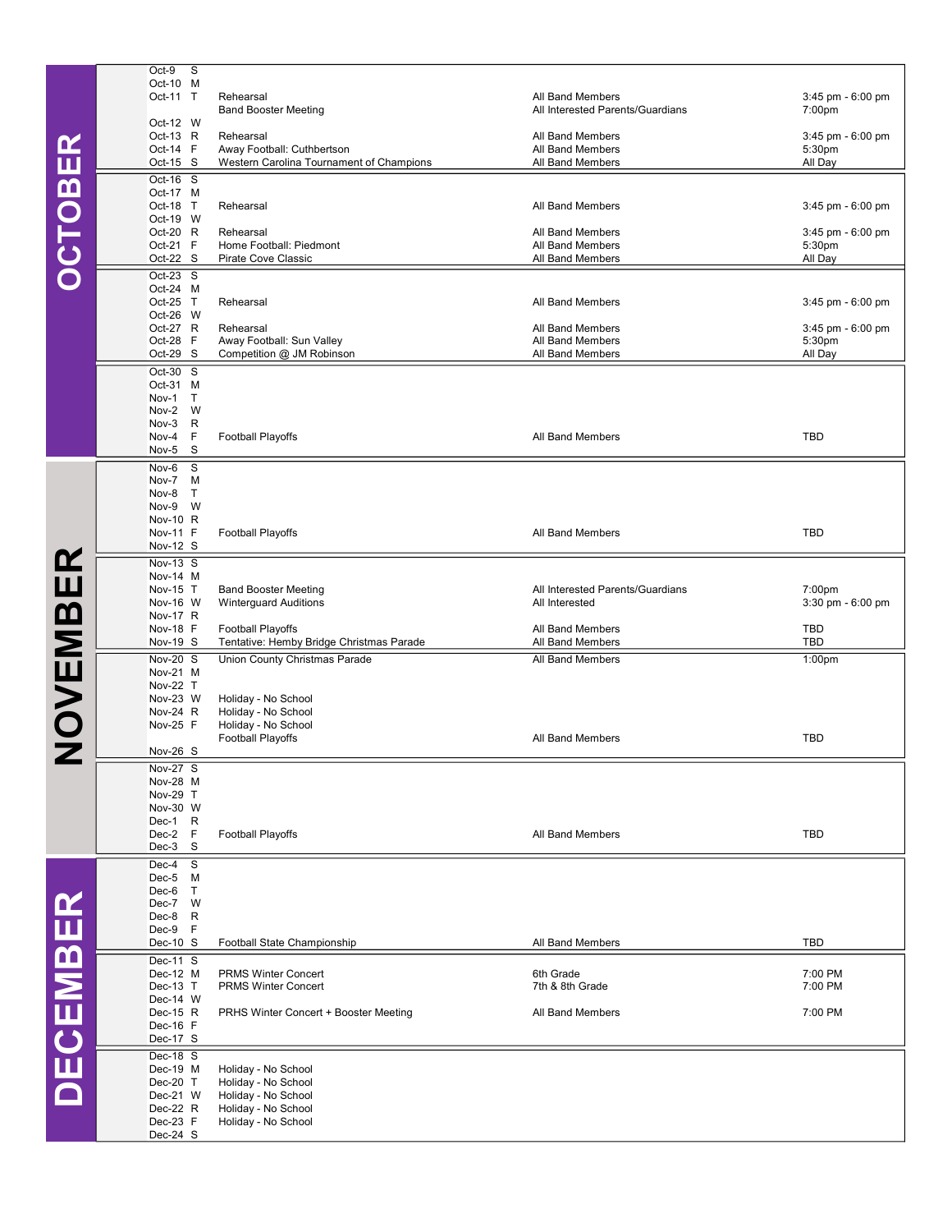## OCTOBER

| | | | | |
|---|---|---|---|---|
| Oct-9 | S | | | |
| Oct-10 | M | | | |
| Oct-11 | T | Rehearsal | All Band Members | 3:45 pm - 6:00 pm |
| | | Band Booster Meeting | All Interested Parents/Guardians | 7:00pm |
| Oct-12 | W | | | |
| Oct-13 | R | Rehearsal | All Band Members | 3:45 pm - 6:00 pm |
| Oct-14 | F | Away Football: Cuthbertson | All Band Members | 5:30pm |
| Oct-15 | S | Western Carolina Tournament of Champions | All Band Members | All Day |
| Oct-16 | S | | | |
| Oct-17 | M | | | |
| Oct-18 | T | Rehearsal | All Band Members | 3:45 pm - 6:00 pm |
| Oct-19 | W | | | |
| Oct-20 | R | Rehearsal | All Band Members | 3:45 pm - 6:00 pm |
| Oct-21 | F | Home Football: Piedmont | All Band Members | 5:30pm |
| Oct-22 | S | Pirate Cove Classic | All Band Members | All Day |
| Oct-23 | S | | | |
| Oct-24 | M | | | |
| Oct-25 | T | Rehearsal | All Band Members | 3:45 pm - 6:00 pm |
| Oct-26 | W | | | |
| Oct-27 | R | Rehearsal | All Band Members | 3:45 pm - 6:00 pm |
| Oct-28 | F | Away Football: Sun Valley | All Band Members | 5:30pm |
| Oct-29 | S | Competition @ JM Robinson | All Band Members | All Day |
| Oct-30 | S | | | |
| Oct-31 | M | | | |
| Nov-1 | T | | | |
| Nov-2 | W | | | |
| Nov-3 | R | | | |
| Nov-4 | F | Football Playoffs | All Band Members | TBD |
| Nov-5 | S | | | |

## NOVEMBER

| | | | | |
|---|---|---|---|---|
| Nov-6 | S | | | |
| Nov-7 | M | | | |
| Nov-8 | T | | | |
| Nov-9 | W | | | |
| Nov-10 | R | | | |
| Nov-11 | F | Football Playoffs | All Band Members | TBD |
| Nov-12 | S | | | |
| Nov-13 | S | | | |
| Nov-14 | M | | | |
| Nov-15 | T | Band Booster Meeting | All Interested Parents/Guardians | 7:00pm |
| Nov-16 | W | Winterguard Auditions | All Interested | 3:30 pm - 6:00 pm |
| Nov-17 | R | | | |
| Nov-18 | F | Football Playoffs | All Band Members | TBD |
| Nov-19 | S | Tentative: Hemby Bridge Christmas Parade | All Band Members | TBD |
| Nov-20 | S | Union County Christmas Parade | All Band Members | 1:00pm |
| Nov-21 | M | | | |
| Nov-22 | T | | | |
| Nov-23 | W | Holiday - No School | | |
| Nov-24 | R | Holiday - No School | | |
| Nov-25 | F | Holiday - No School | | |
| | | Football Playoffs | All Band Members | TBD |
| Nov-26 | S | | | |
| Nov-27 | S | | | |
| Nov-28 | M | | | |
| Nov-29 | T | | | |
| Nov-30 | W | | | |
| Dec-1 | R | | | |
| Dec-2 | F | Football Playoffs | All Band Members | TBD |
| Dec-3 | S | | | |

## DECEMBER

| | | | | |
|---|---|---|---|---|
| Dec-4 | S | | | |
| Dec-5 | M | | | |
| Dec-6 | T | | | |
| Dec-7 | W | | | |
| Dec-8 | R | | | |
| Dec-9 | F | | | |
| Dec-10 | S | Football State Championship | All Band Members | TBD |
| Dec-11 | S | | | |
| Dec-12 | M | PRMS Winter Concert | 6th Grade | 7:00 PM |
| Dec-13 | T | PRMS Winter Concert | 7th & 8th Grade | 7:00 PM |
| Dec-14 | W | | | |
| Dec-15 | R | PRHS Winter Concert + Booster Meeting | All Band Members | 7:00 PM |
| Dec-16 | F | | | |
| Dec-17 | S | | | |
| Dec-18 | S | | | |
| Dec-19 | M | Holiday - No School | | |
| Dec-20 | T | Holiday - No School | | |
| Dec-21 | W | Holiday - No School | | |
| Dec-22 | R | Holiday - No School | | |
| Dec-23 | F | Holiday - No School | | |
| Dec-24 | S | | | |